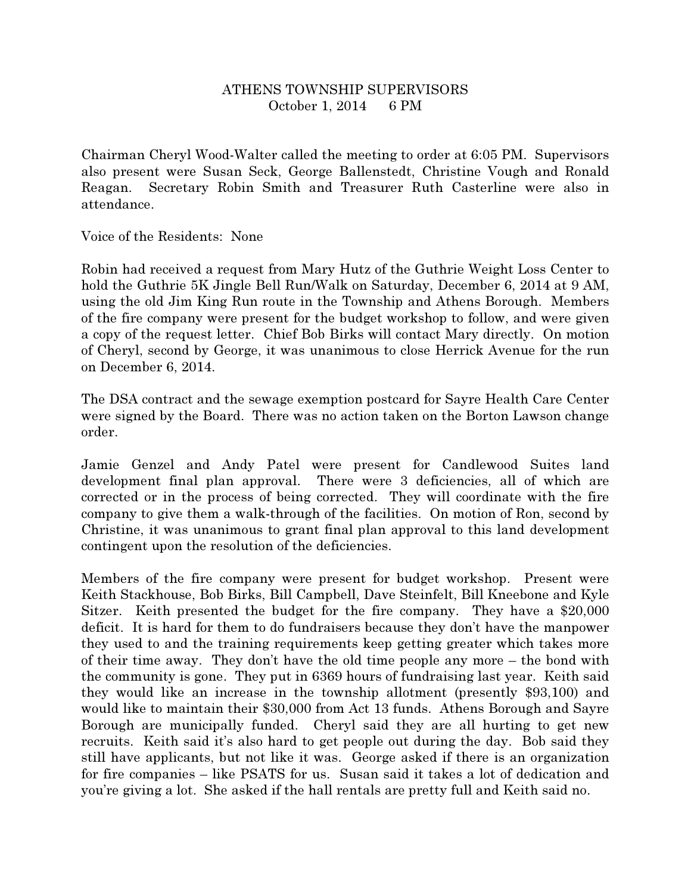# ATHENS TOWNSHIP SUPERVISORS

October 1, 2014 6 PM

Chairman Cheryl Wood-Walter called the meeting to order at 6:05 PM. Supervisors also present were Susan Seck, George Ballenstedt, Christine Vough and Ronald Reagan. Secretary Robin Smith and Treasurer Ruth Casterline were also in attendance.

Voice of the Residents: None

Robin had received a request from Mary Hutz of the Guthrie Weight Loss Center to hold the Guthrie 5K Jingle Bell Run/Walk on Saturday, December 6, 2014 at 9 AM, using the old Jim King Run route in the Township and Athens Borough. Members of the fire company were present for the budget workshop to follow, and were given a copy of the request letter. Chief Bob Birks will contact Mary directly. On motion of Cheryl, second by George, it was unanimous to close Herrick Avenue for the run on December 6, 2014.

The DSA contract and the sewage exemption postcard for Sayre Health Care Center were signed by the Board. There was no action taken on the Borton Lawson change order.

Jamie Genzel and Andy Patel were present for Candlewood Suites land development final plan approval. There were 3 deficiencies, all of which are corrected or in the process of being corrected. They will coordinate with the fire company to give them a walk-through of the facilities. On motion of Ron, second by Christine, it was unanimous to grant final plan approval to this land development contingent upon the resolution of the deficiencies.

Members of the fire company were present for budget workshop. Present were Keith Stackhouse, Bob Birks, Bill Campbell, Dave Steinfelt, Bill Kneebone and Kyle Sitzer. Keith presented the budget for the fire company. They have a $20,000 deficit. It is hard for them to do fundraisers because they don't have the manpower they used to and the training requirements keep getting greater which takes more of their time away. They don't have the old time people any more – the bond with the community is gone. They put in 6369 hours of fundraising last year. Keith said they would like an increase in the township allotment (presently $93,100) and would like to maintain their $30,000 from Act 13 funds. Athens Borough and Sayre Borough are municipally funded. Cheryl said they are all hurting to get new recruits. Keith said it's also hard to get people out during the day. Bob said they still have applicants, but not like it was. George asked if there is an organization for fire companies – like PSATS for us. Susan said it takes a lot of dedication and you're giving a lot. She asked if the hall rentals are pretty full and Keith said no.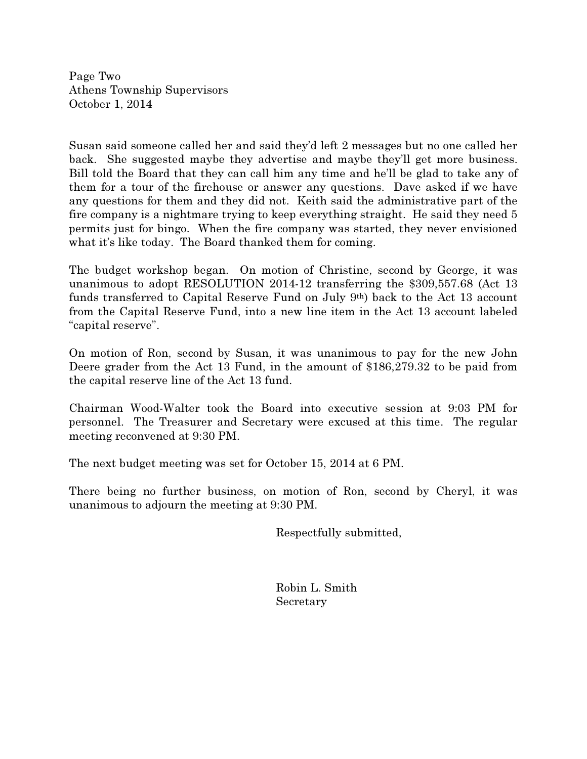Susan said someone called her and said they'd left 2 messages but no one called her back. She suggested maybe they advertise and maybe they'll get more business. Bill told the Board that they can call him any time and he'll be glad to take any of them for a tour of the firehouse or answer any questions. Dave asked if we have any questions for them and they did not. Keith said the administrative part of the fire company is a nightmare trying to keep everything straight. He said they need 5 permits just for bingo. When the fire company was started, they never envisioned what it's like today. The Board thanked them for coming.

The budget workshop began. On motion of Christine, second by George, it was unanimous to adopt RESOLUTION 2014-12 transferring the $309,557.68 (Act 13 funds transferred to Capital Reserve Fund on July 9th) back to the Act 13 account from the Capital Reserve Fund, into a new line item in the Act 13 account labeled "capital reserve".

On motion of Ron, second by Susan, it was unanimous to pay for the new John Deere grader from the Act 13 Fund, in the amount of $186,279.32 to be paid from the capital reserve line of the Act 13 fund.

Chairman Wood-Walter took the Board into executive session at 9:03 PM for personnel. The Treasurer and Secretary were excused at this time. The regular meeting reconvened at 9:30 PM.

The next budget meeting was set for October 15, 2014 at 6 PM.

There being no further business, on motion of Ron, second by Cheryl, it was unanimous to adjourn the meeting at 9:30 PM.

Respectfully submitted,

Robin L. Smith
Secretary